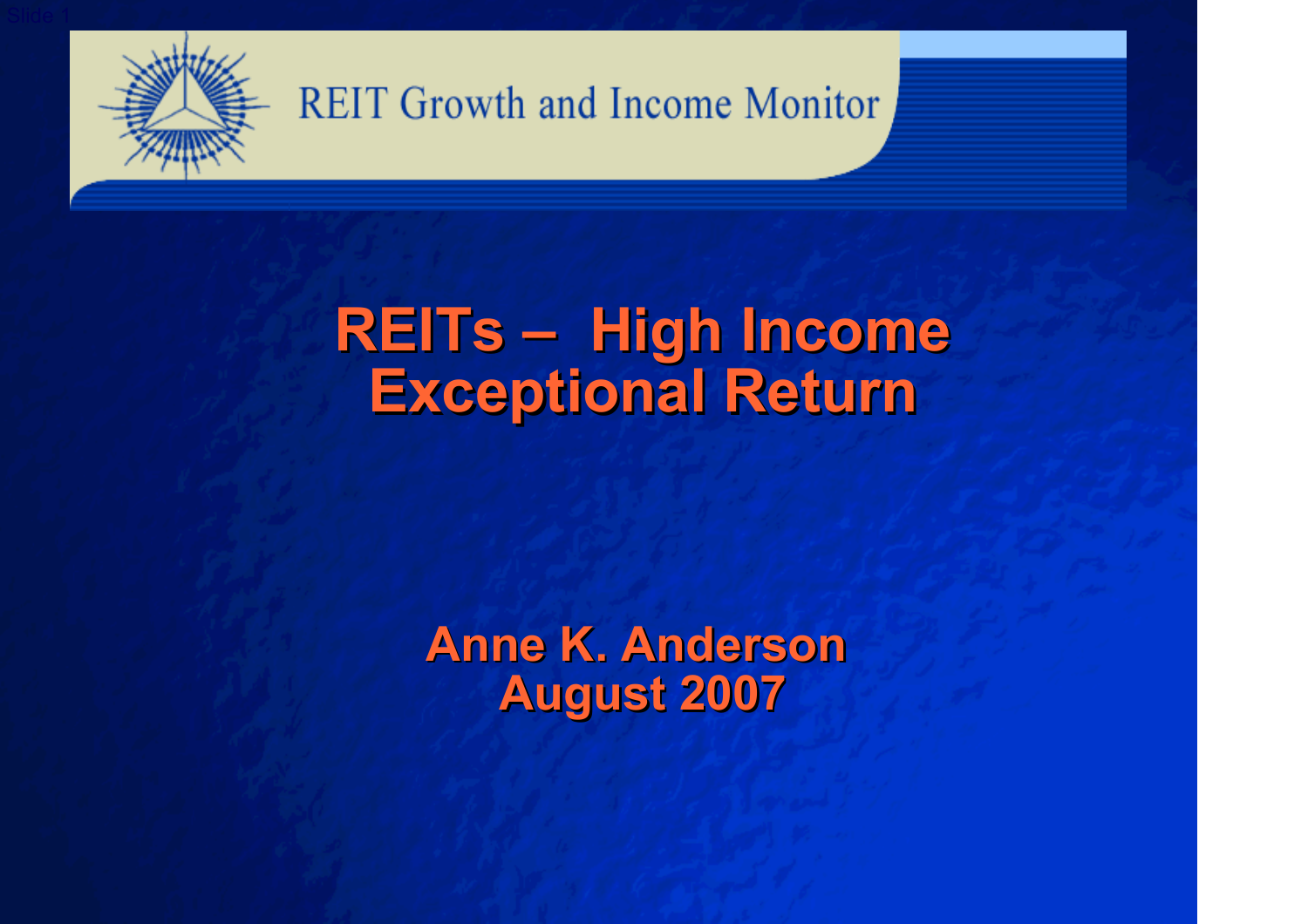REIT Growth and Income Monitor

# REITs – High Income Exceptional Return

**Anne K. Anderson**
**August 2007**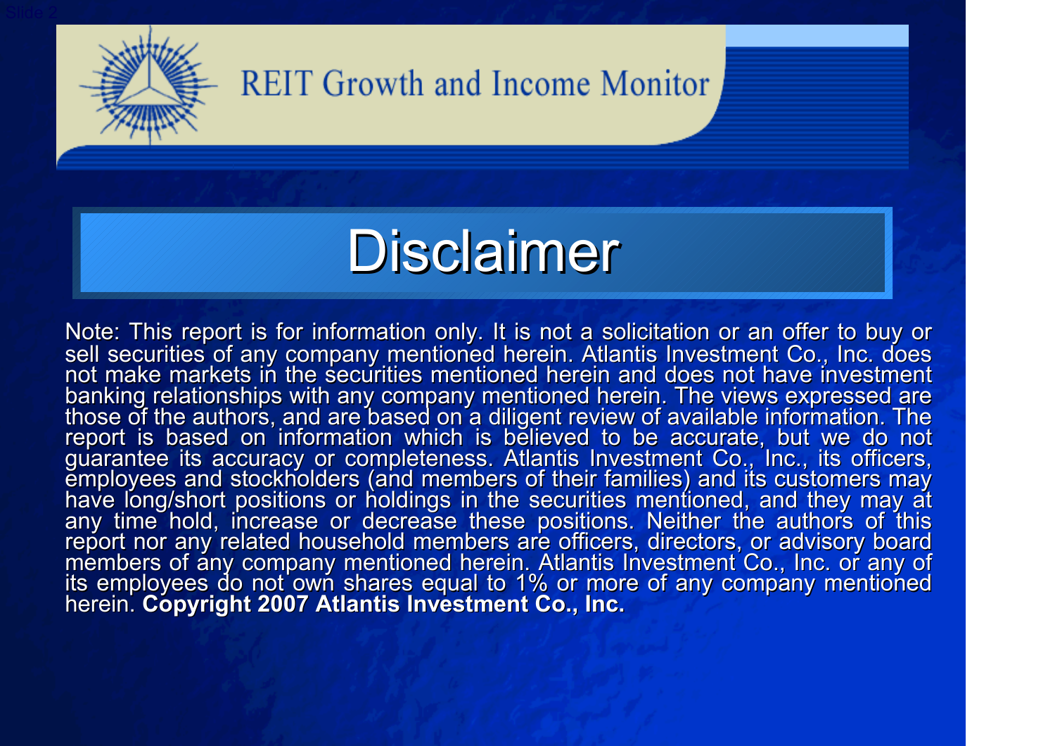# REIT Growth and Income Monitor

## Disclaimer

Note: This report is for information only. It is not a solicitation or an offer to buy or sell securities of any company mentioned herein. Atlantis Investment Co., Inc. does not make markets in the securities mentioned herein and does not have investment banking relationships with any company mentioned herein. The views expressed are those of the authors, and are based on a diligent review of available information. The report is based on information which is believed to be accurate, but we do not guarantee its accuracy or completeness. Atlantis Investment Co., Inc., its officers, employees and stockholders (and members of their families) and its customers may have long/short positions or holdings in the securities mentioned, and they may at any time hold, increase or decrease these positions. Neither the authors of this report nor any related household members are officers, directors, or advisory board members of any company mentioned herein. Atlantis Investment Co., Inc. or any of its employees do not own shares equal to 1% or more of any company mentioned herein. **Copyright 2007 Atlantis Investment Co., Inc.**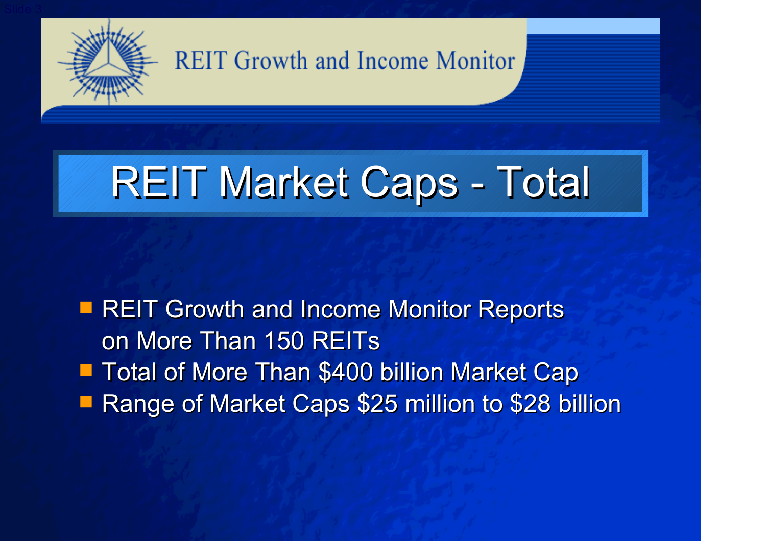REIT Growth and Income Monitor

# REIT Market Caps - Total

- REIT Growth and Income Monitor Reports on More Than 150 REITs
- Total of More Than $400 billion Market Cap
- Range of Market Caps $25 million to $28 billion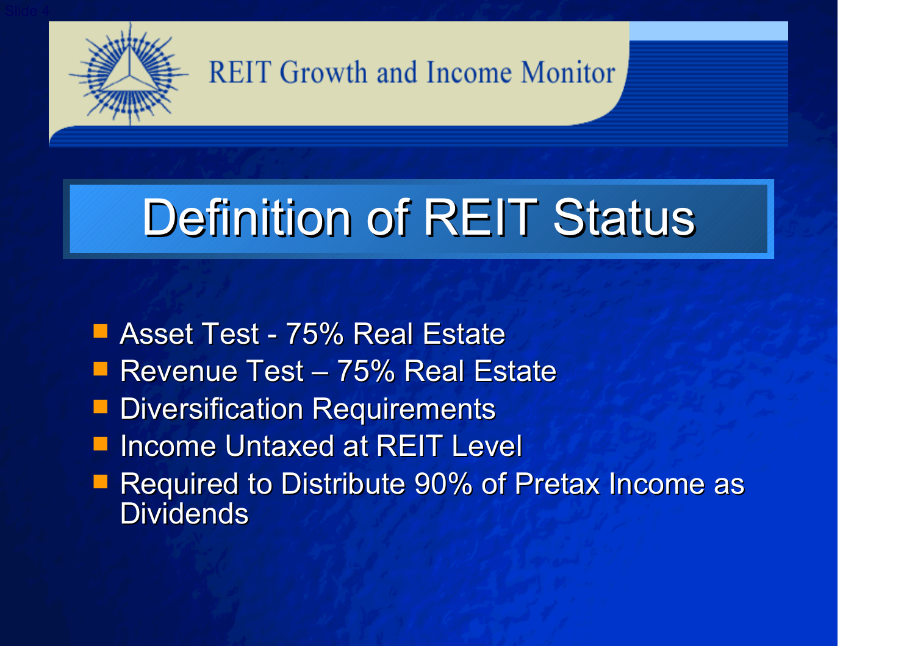REIT Growth and Income Monitor

# Definition of REIT Status

- Asset Test - 75% Real Estate
- Revenue Test – 75% Real Estate
- Diversification Requirements
- Income Untaxed at REIT Level
- Required to Distribute 90% of Pretax Income as Dividends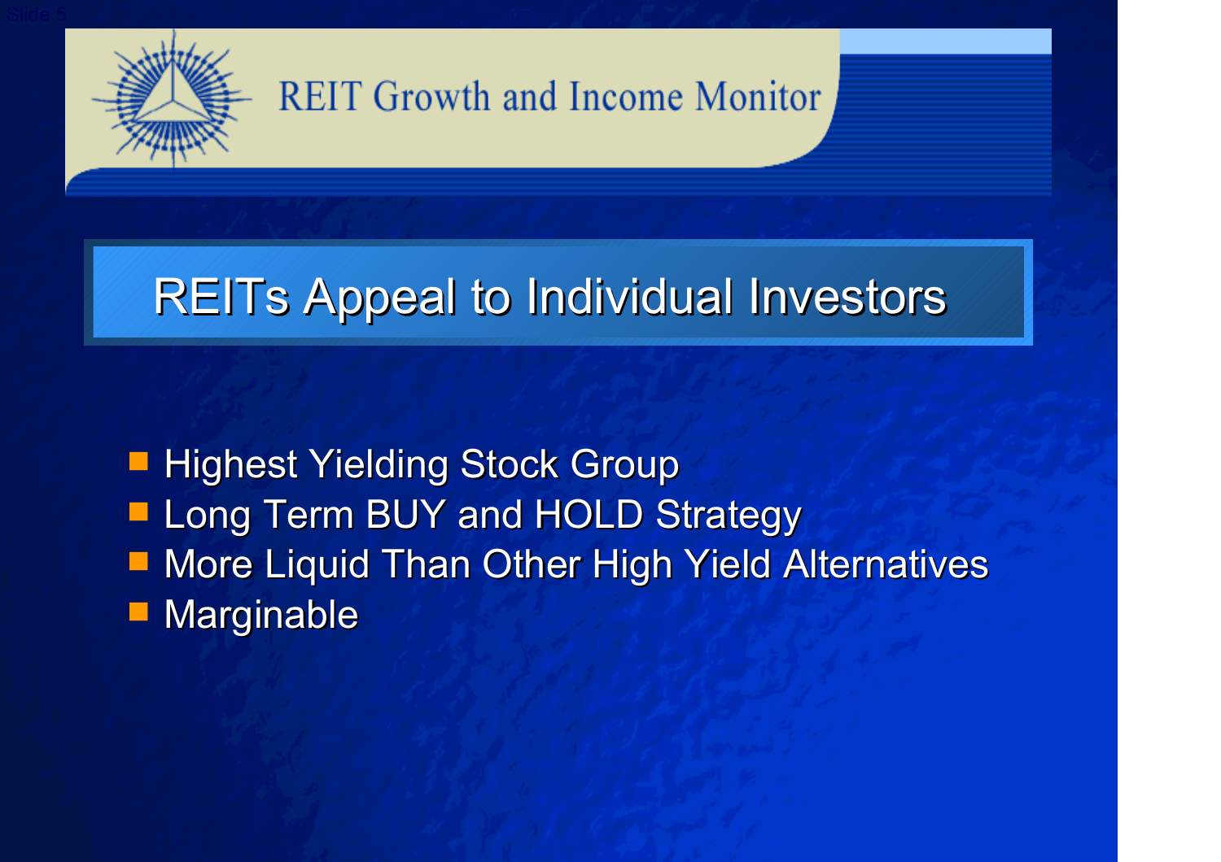REIT Growth and Income Monitor

# REITs Appeal to Individual Investors

- Highest Yielding Stock Group
- Long Term BUY and HOLD Strategy
- More Liquid Than Other High Yield Alternatives
- Marginable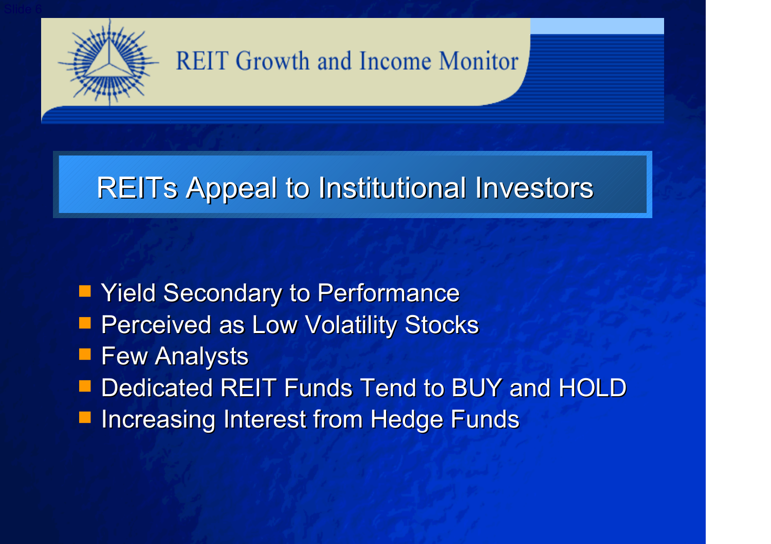## REIT Growth and Income Monitor

# REITs Appeal to Institutional Investors

- Yield Secondary to Performance
- Perceived as Low Volatility Stocks
- Few Analysts
- Dedicated REIT Funds Tend to BUY and HOLD
- Increasing Interest from Hedge Funds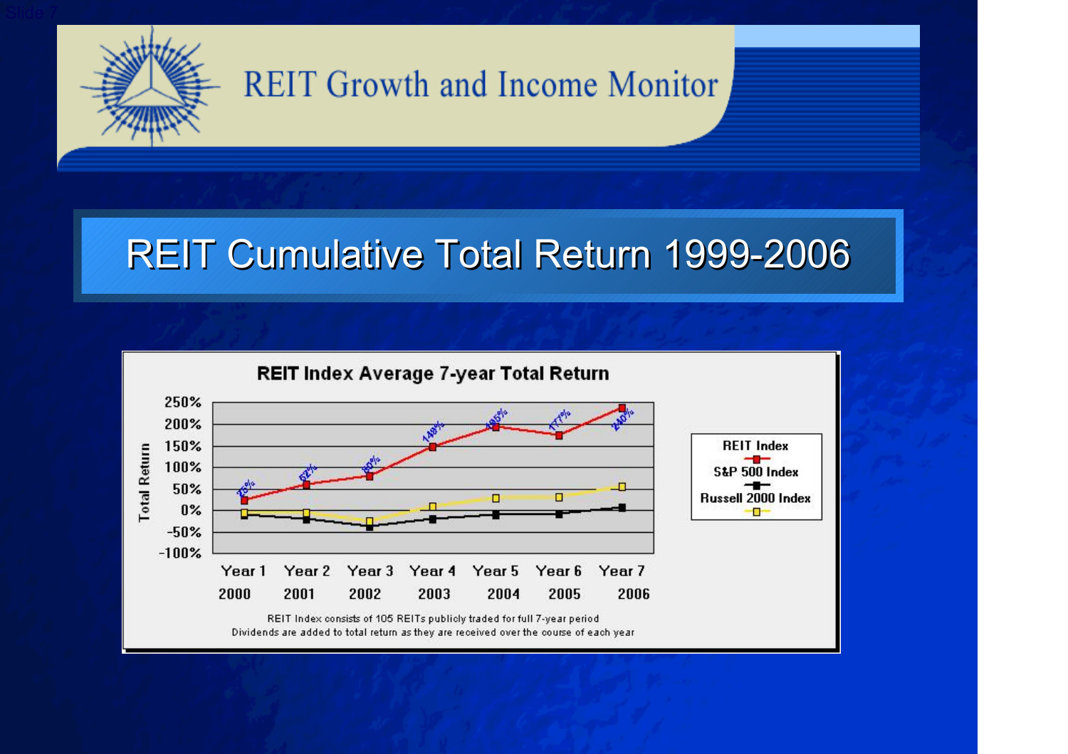# REIT Growth and Income Monitor

## REIT Cumulative Total Return 1999-2006

**REIT Index Average 7-year Total Return**

| | Year 1 2000 | Year 2 2001 | Year 3 2002 | Year 4 2003 | Year 5 2004 | Year 6 2005 | Year 7 2006 |
|---|---|---|---|---|---|---|---|
| REIT Index | 25% | 62% | 80% | 148% | 195% | 177% | 240% |

Legend: REIT Index, S&P 500 Index, Russell 2000 Index

Total Return (y-axis): 250%, 200%, 150%, 100%, 50%, 0%, -50%, -100%

REIT Index consists of 105 REITs publicly traded for full 7-year period
Dividends are added to total return as they are received over the course of each year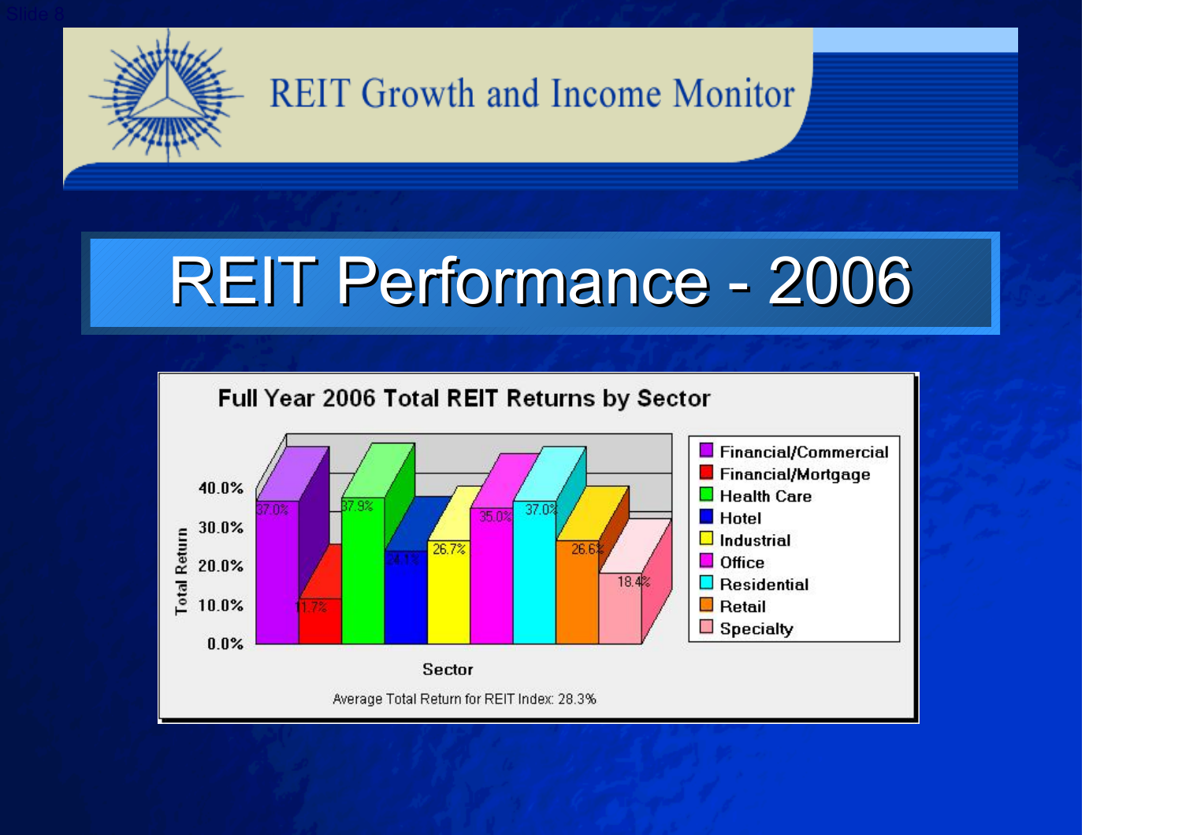REIT Growth and Income Monitor

# REIT Performance - 2006

## Full Year 2006 Total REIT Returns by Sector

| Sector | Total Return |
|---|---|
| Financial/Commercial | 37.0% |
| Financial/Mortgage | 11.7% |
| Health Care | 37.9% |
| Hotel | 24.1% |
| Industrial | 26.7% |
| Office | 35.0% |
| Residential | 37.0% |
| Retail | 26.6% |
| Specialty | 18.4% |

Average Total Return for REIT Index: 28.3%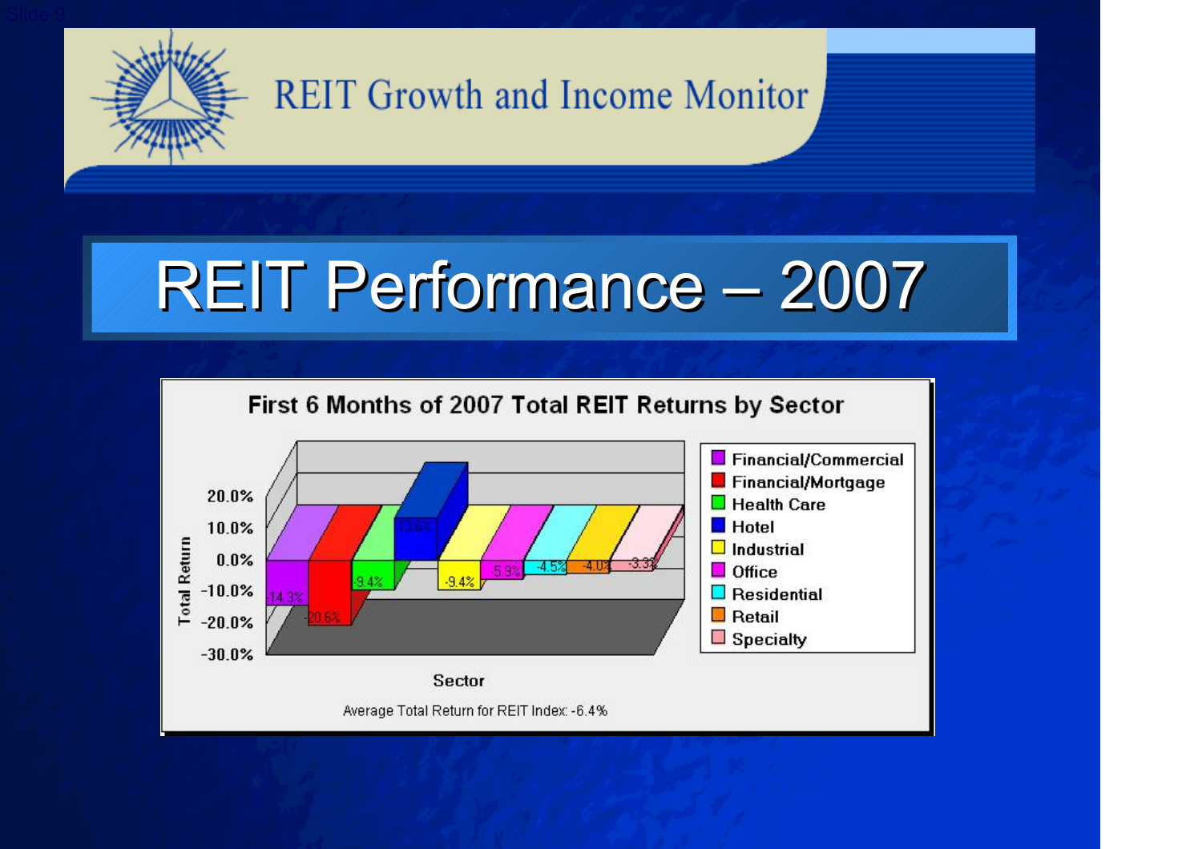REIT Growth and Income Monitor

# REIT Performance – 2007

## First 6 Months of 2007 Total REIT Returns by Sector

| Sector | Total Return |
| --- | --- |
| Financial/Commercial | -14.3% |
| Financial/Mortgage | -20.6% |
| Health Care | -9.4% |
| Hotel | 13.6% |
| Industrial | -9.4% |
| Office | -5.9% |
| Residential | -4.5% |
| Retail | -4.0% |
| Specialty | -3.3% |

Average Total Return for REIT Index: -6.4%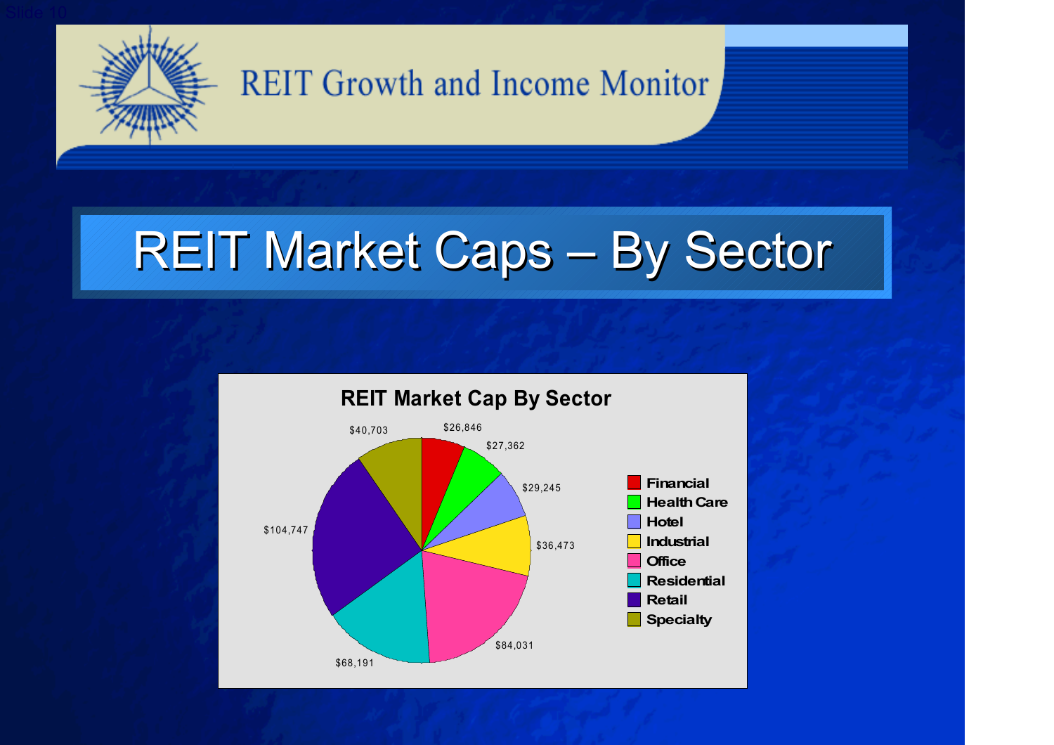# REIT Growth and Income Monitor

## REIT Market Caps – By Sector

**REIT Market Cap By Sector**

| Sector | Market Cap |
|---|---|
| Financial | $26,846 |
| Health Care | $27,362 |
| Hotel | $29,245 |
| Industrial | $36,473 |
| Office | $84,031 |
| Residential | $68,191 |
| Retail | $104,747 |
| Specialty | $40,703 |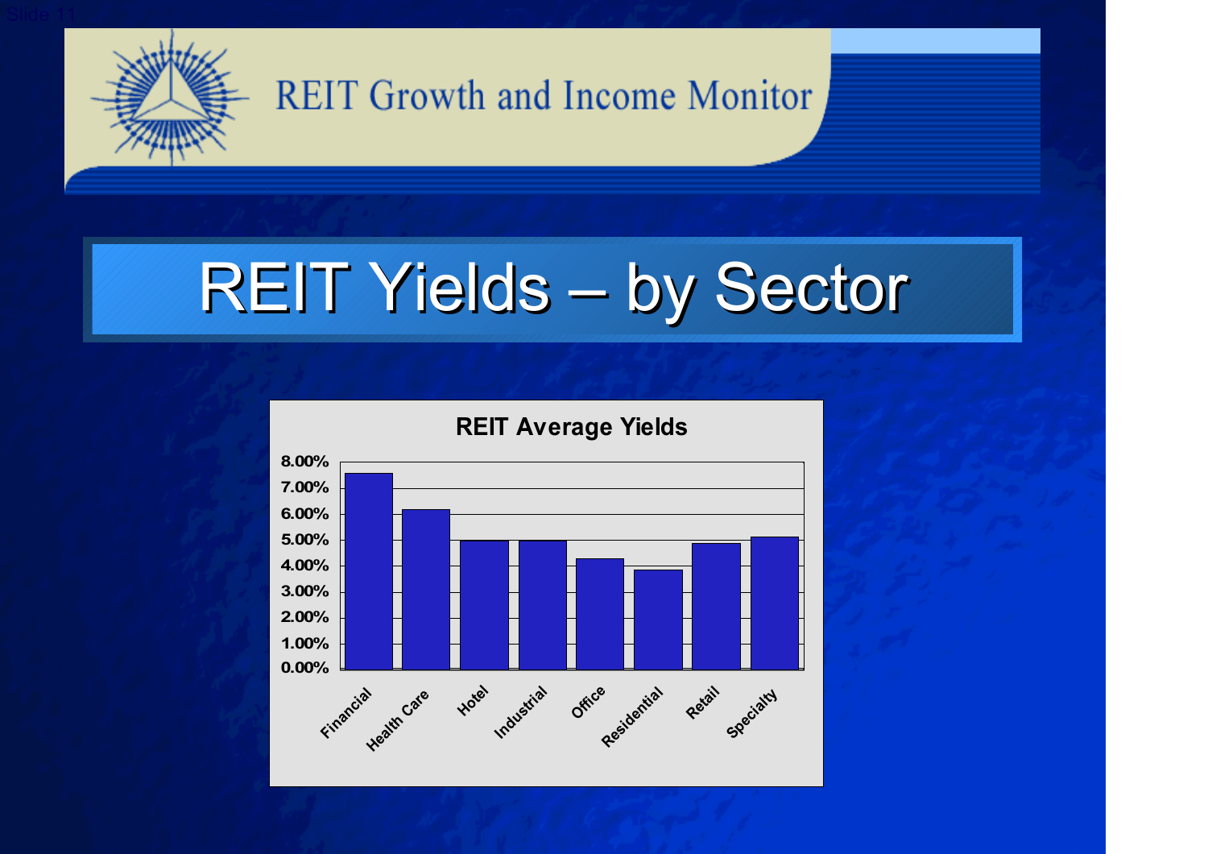REIT Growth and Income Monitor

# REIT Yields – by Sector

**REIT Average Yields**

| Sector | Yield |
|---|---|
| Financial | 7.5% |
| Health Care | 6.2% |
| Hotel | 5.0% |
| Industrial | 5.0% |
| Office | 4.3% |
| Residential | 3.8% |
| Retail | 4.9% |
| Specialty | 5.1% |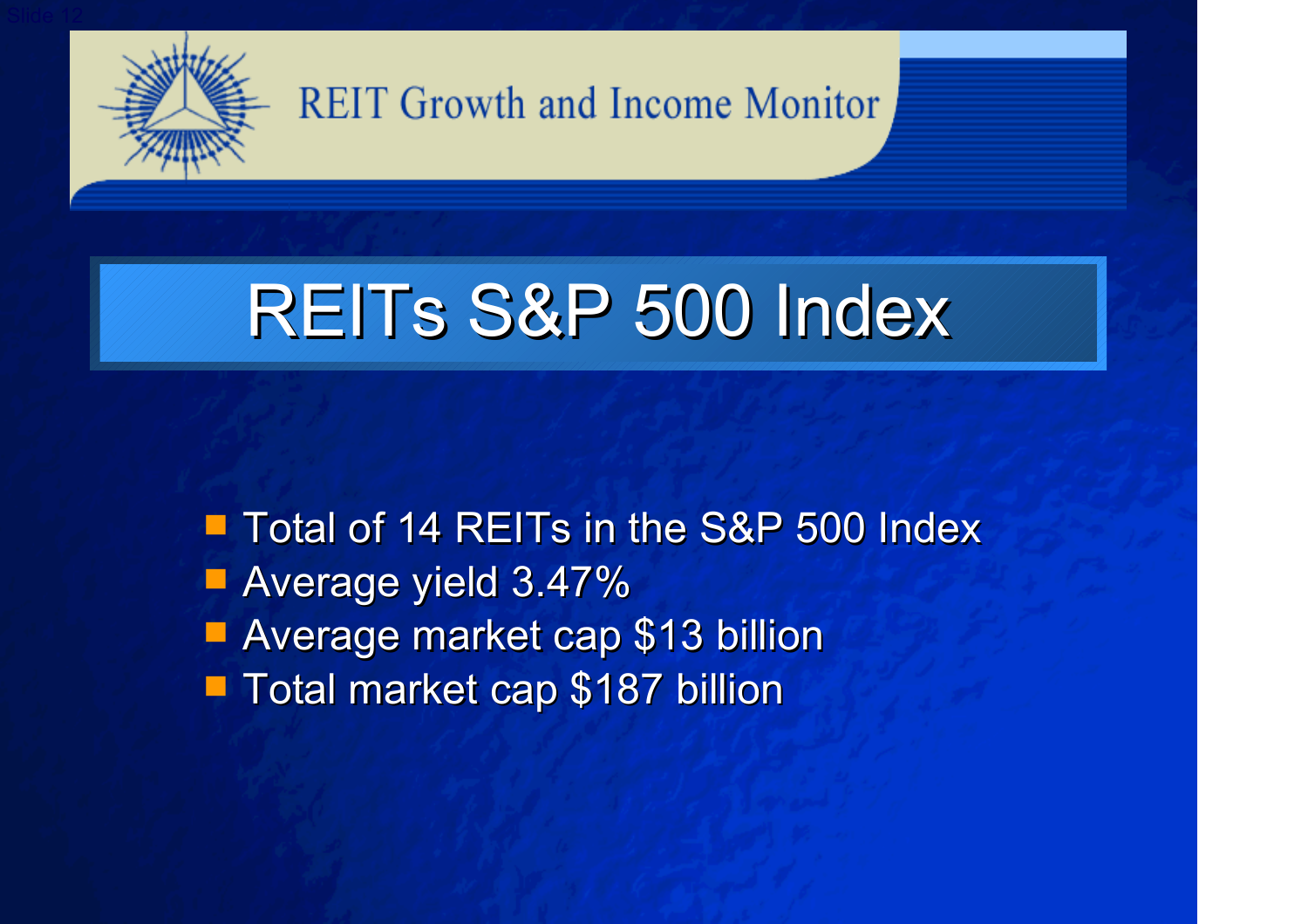REIT Growth and Income Monitor

# REITs S&P 500 Index

- Total of 14 REITs in the S&P 500 Index
- Average yield 3.47%
- Average market cap $13 billion
- Total market cap $187 billion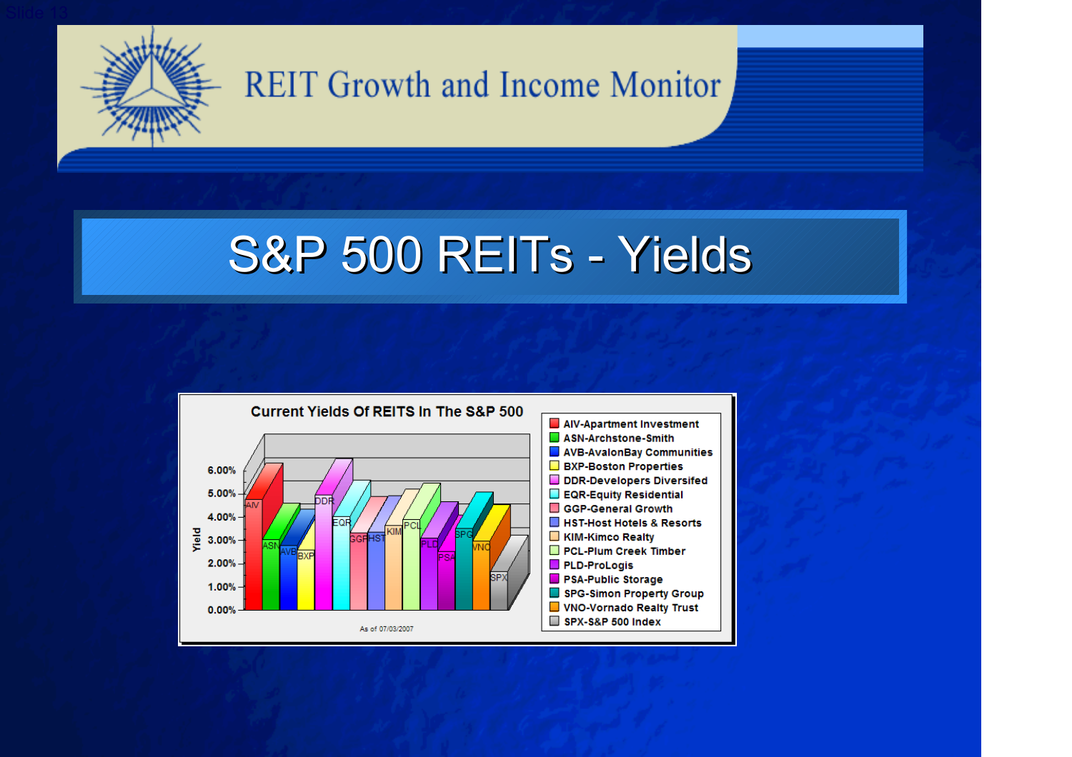# REIT Growth and Income Monitor

## S&P 500 REITs - Yields

**Current Yields Of REITS In The S&P 500**

Yield

6.00%
5.00%
4.00%
3.00%
2.00%
1.00%
0.00%

AIV ASN AVB BXP DDR EQR GGP HST KIM PCL PLD PSA SPG VNO SPX

As of 07/03/2007

- AIV-Apartment Investment
- ASN-Archstone-Smith
- AVB-AvalonBay Communities
- BXP-Boston Properties
- DDR-Developers Diversifed
- EQR-Equity Residential
- GGP-General Growth
- HST-Host Hotels & Resorts
- KIM-Kimco Realty
- PCL-Plum Creek Timber
- PLD-ProLogis
- PSA-Public Storage
- SPG-Simon Property Group
- VNO-Vornado Realty Trust
- SPX-S&P 500 Index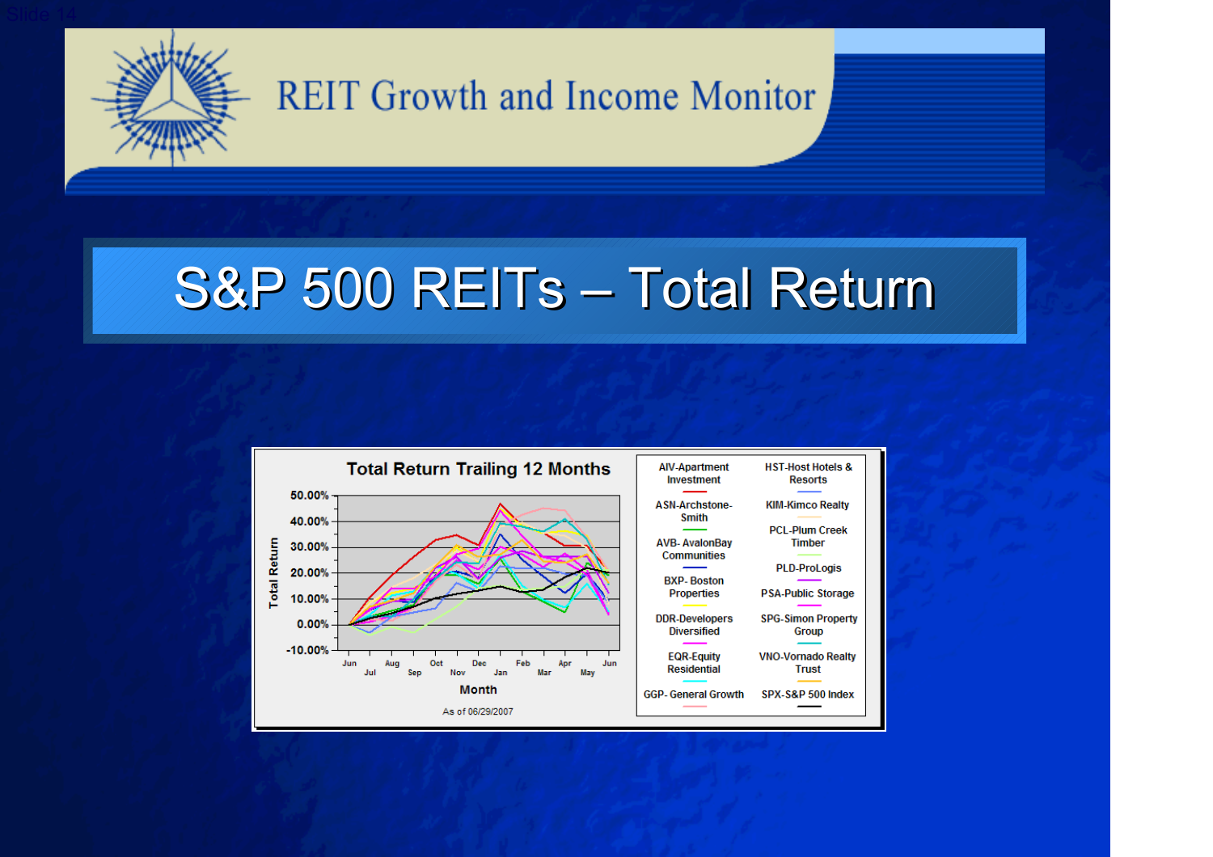# REIT Growth and Income Monitor

## S&P 500 REITs – Total Return

**Total Return Trailing 12 Months**

Total Return: 50.00%, 40.00%, 30.00%, 20.00%, 10.00%, 0.00%, -10.00%

Month: Jun, Jul, Aug, Sep, Oct, Nov, Dec, Jan, Feb, Mar, Apr, May, Jun

As of 06/29/2007

- AIV-Apartment Investment
- ASN-Archstone-Smith
- AVB- AvalonBay Communities
- BXP- Boston Properties
- DDR-Developers Diversified
- EQR-Equity Residential
- GGP- General Growth
- HST-Host Hotels & Resorts
- KIM-Kimco Realty
- PCL-Plum Creek Timber
- PLD-ProLogis
- PSA-Public Storage
- SPG-Simon Property Group
- VNO-Vornado Realty Trust
- SPX-S&P 500 Index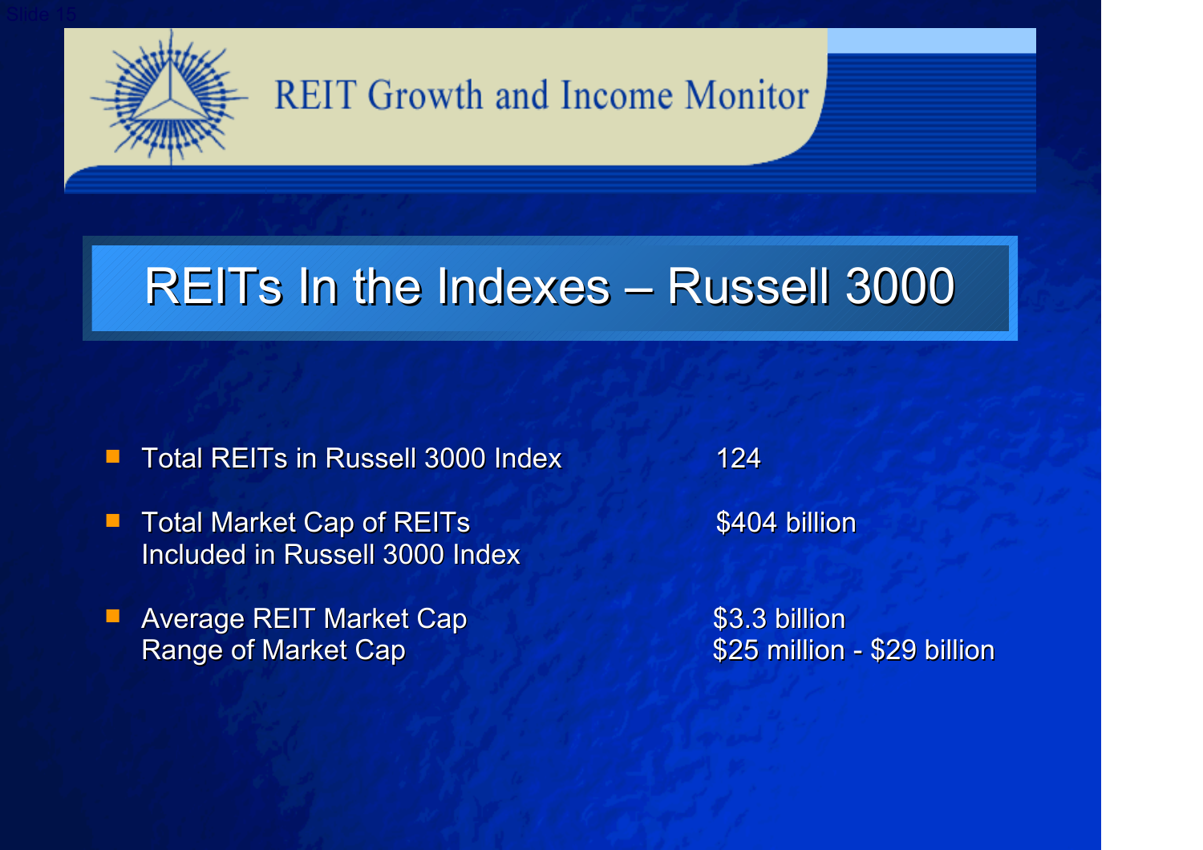REIT Growth and Income Monitor

# REITs In the Indexes – Russell 3000

| | |
|---|---|
| Total REITs in Russell 3000 Index | 124 |
| Total Market Cap of REITs Included in Russell 3000 Index | $404 billion |
| Average REIT Market Cap | $3.3 billion |
| Range of Market Cap | $25 million - $29 billion |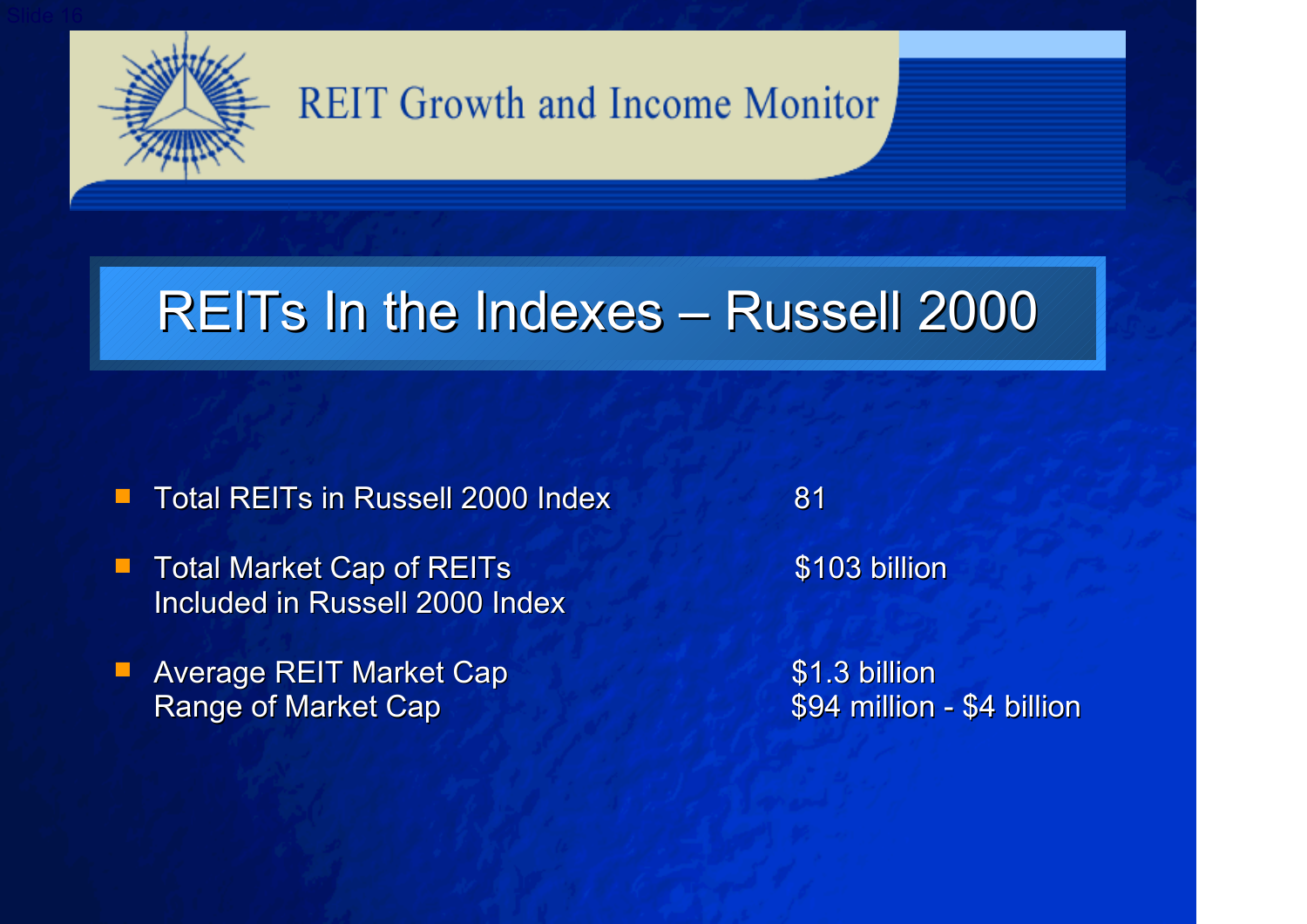# REIT Growth and Income Monitor

## REITs In the Indexes – Russell 2000

| | |
|---|---|
| Total REITs in Russell 2000 Index | 81 |
| Total Market Cap of REITs Included in Russell 2000 Index | $103 billion |
| Average REIT Market Cap | $1.3 billion |
| Range of Market Cap | $94 million - $4 billion |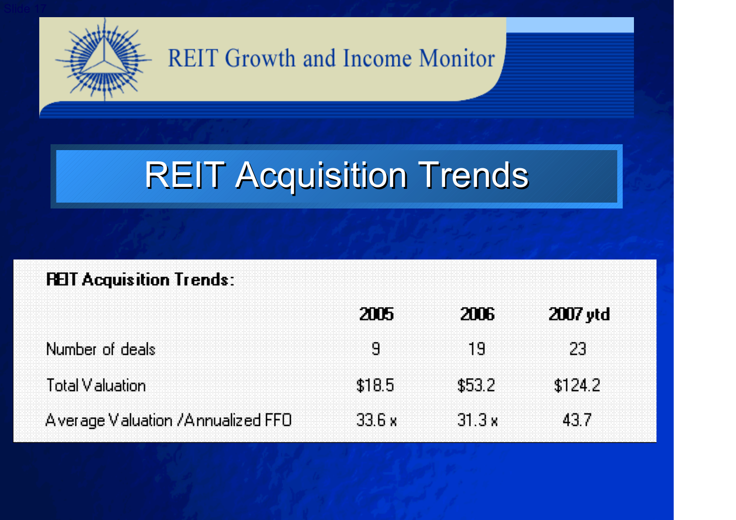REIT Growth and Income Monitor

# REIT Acquisition Trends

**REIT Acquisition Trends:**

| | 2005 | 2006 | 2007 ytd |
|---|---|---|---|
| Number of deals | 9 | 19 | 23 |
| Total Valuation | $18.5 | $53.2 | $124.2 |
| Average Valuation /Annualized FFO | 33.6 x | 31.3 x | 43.7 |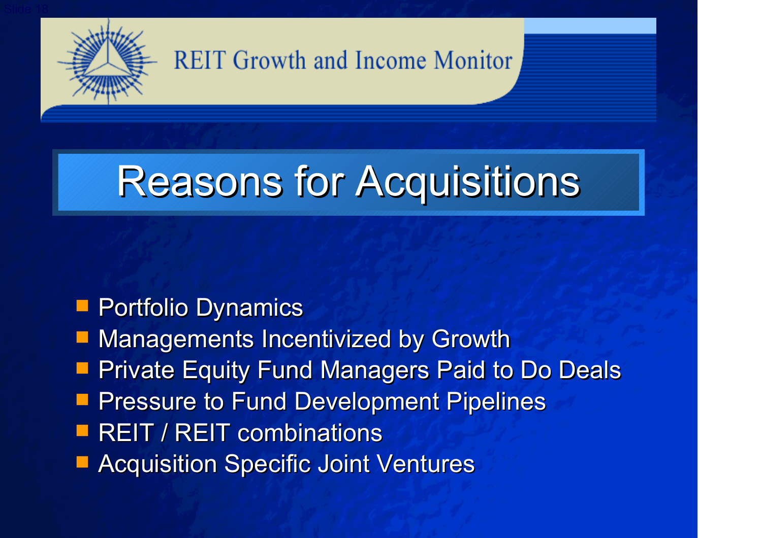# Reasons for Acquisitions

- Portfolio Dynamics
- Managements Incentivized by Growth
- Private Equity Fund Managers Paid to Do Deals
- Pressure to Fund Development Pipelines
- REIT / REIT combinations
- Acquisition Specific Joint Ventures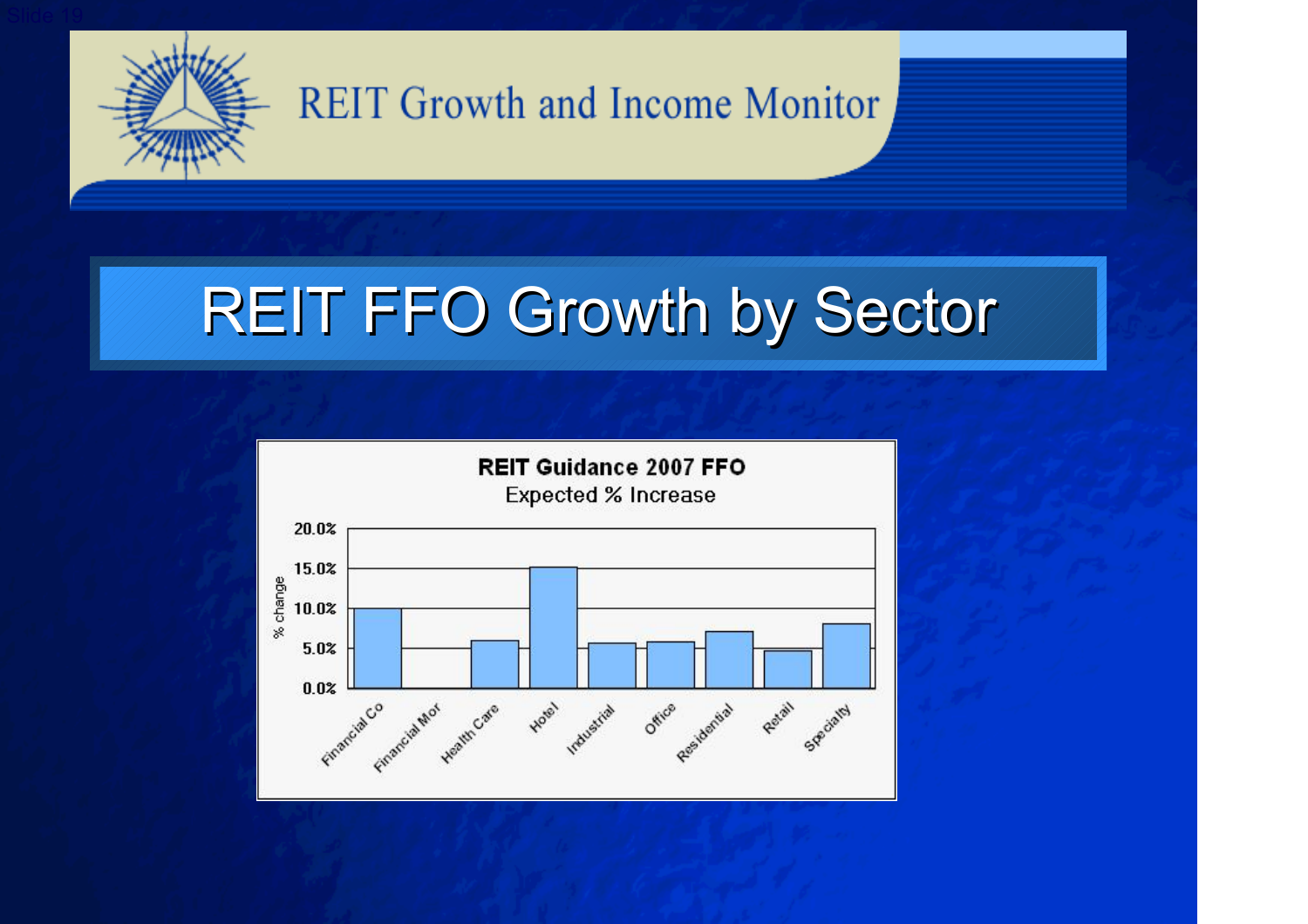REIT Growth and Income Monitor

# REIT FFO Growth by Sector

**REIT Guidance 2007 FFO**

Expected % Increase

| Sector | % change |
|---|---|
| Financial Co | 10.0% |
| Financial Mor | |
| Health Care | 6.0% |
| Hotel | 15.2% |
| Industrial | 5.7% |
| Office | 5.8% |
| Residential | 7.2% |
| Retail | 4.7% |
| Specialty | 8.1% |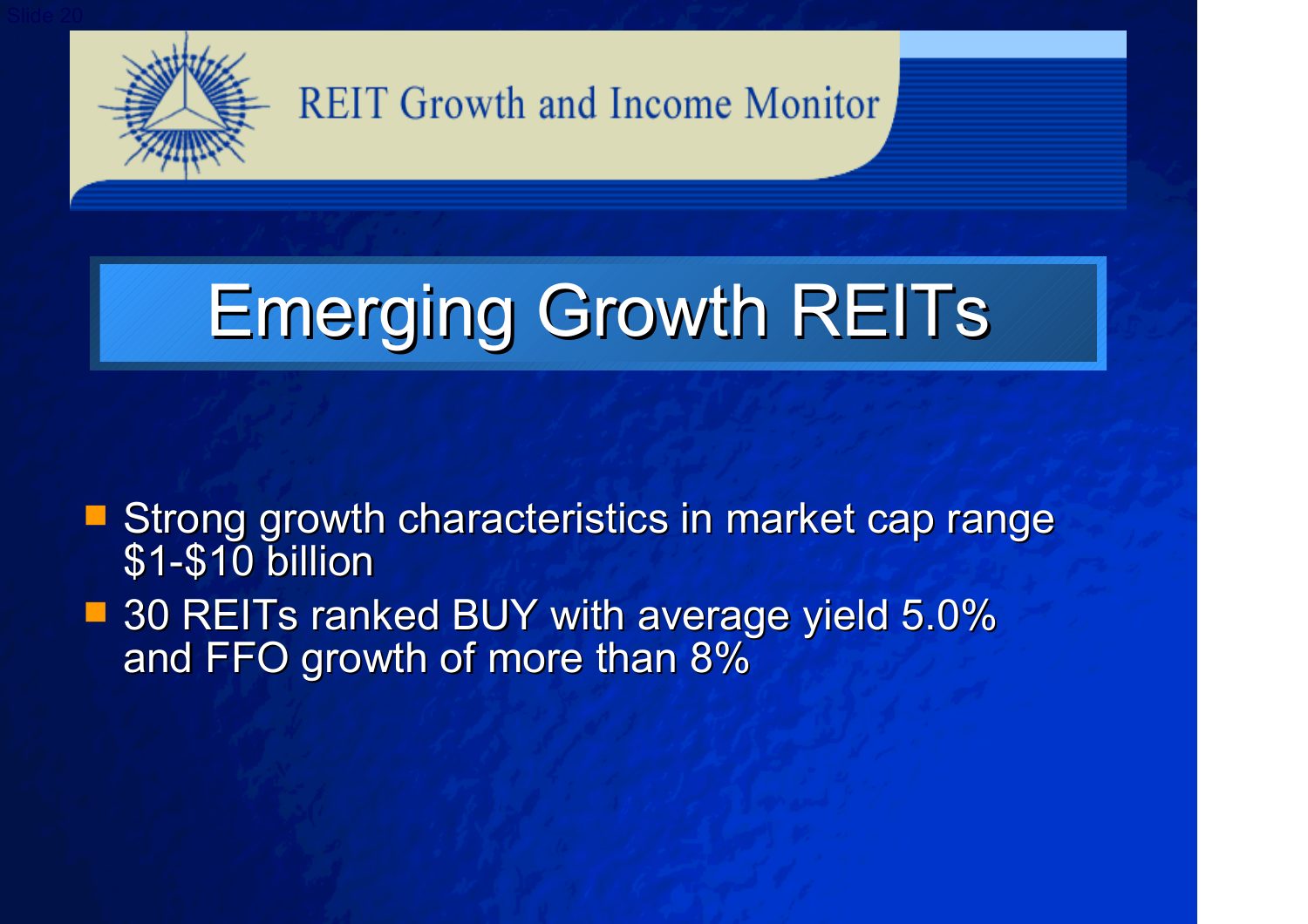REIT Growth and Income Monitor

# Emerging Growth REITs

- Strong growth characteristics in market cap range $1-$10 billion
- 30 REITs ranked BUY with average yield 5.0% and FFO growth of more than 8%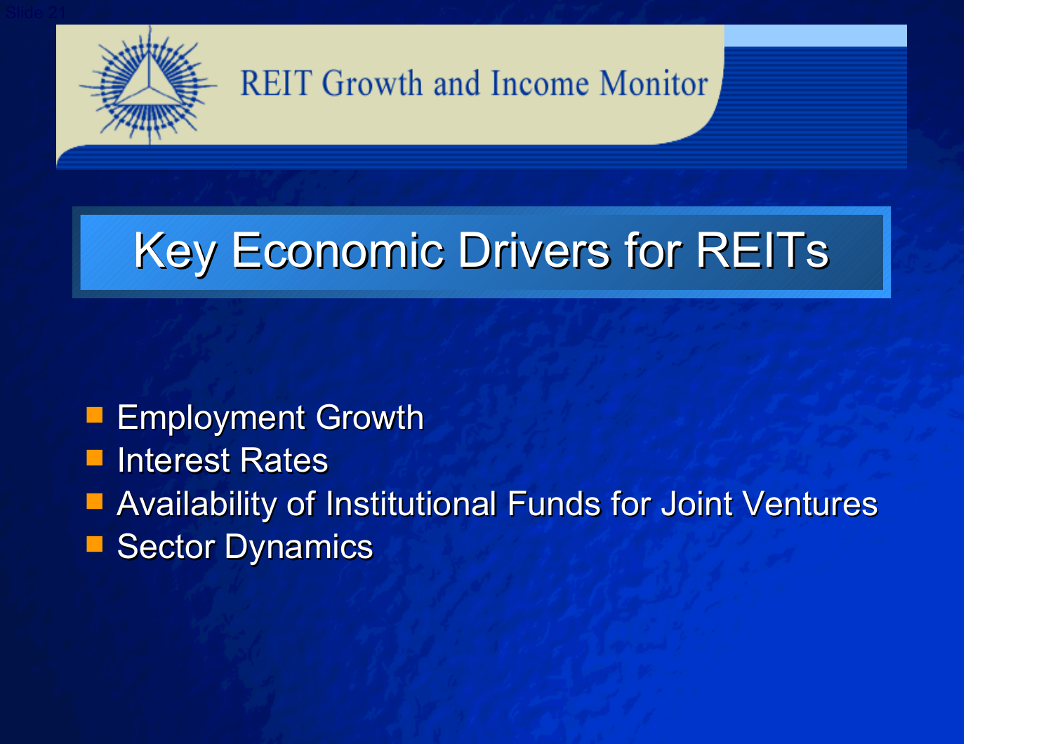REIT Growth and Income Monitor

# Key Economic Drivers for REITs

- Employment Growth
- Interest Rates
- Availability of Institutional Funds for Joint Ventures
- Sector Dynamics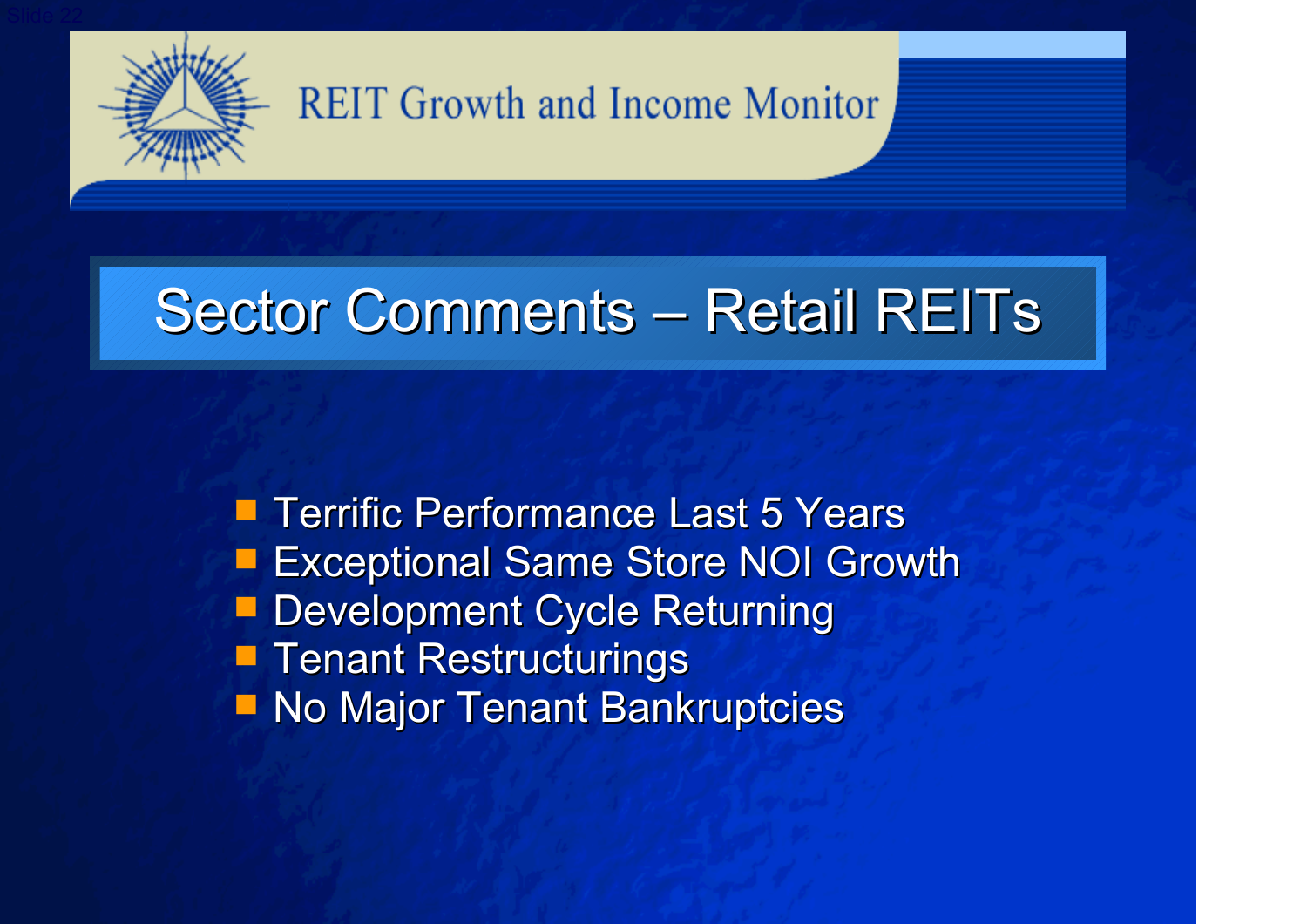# REIT Growth and Income Monitor

## Sector Comments – Retail REITs

- Terrific Performance Last 5 Years
- Exceptional Same Store NOI Growth
- Development Cycle Returning
- Tenant Restructurings
- No Major Tenant Bankruptcies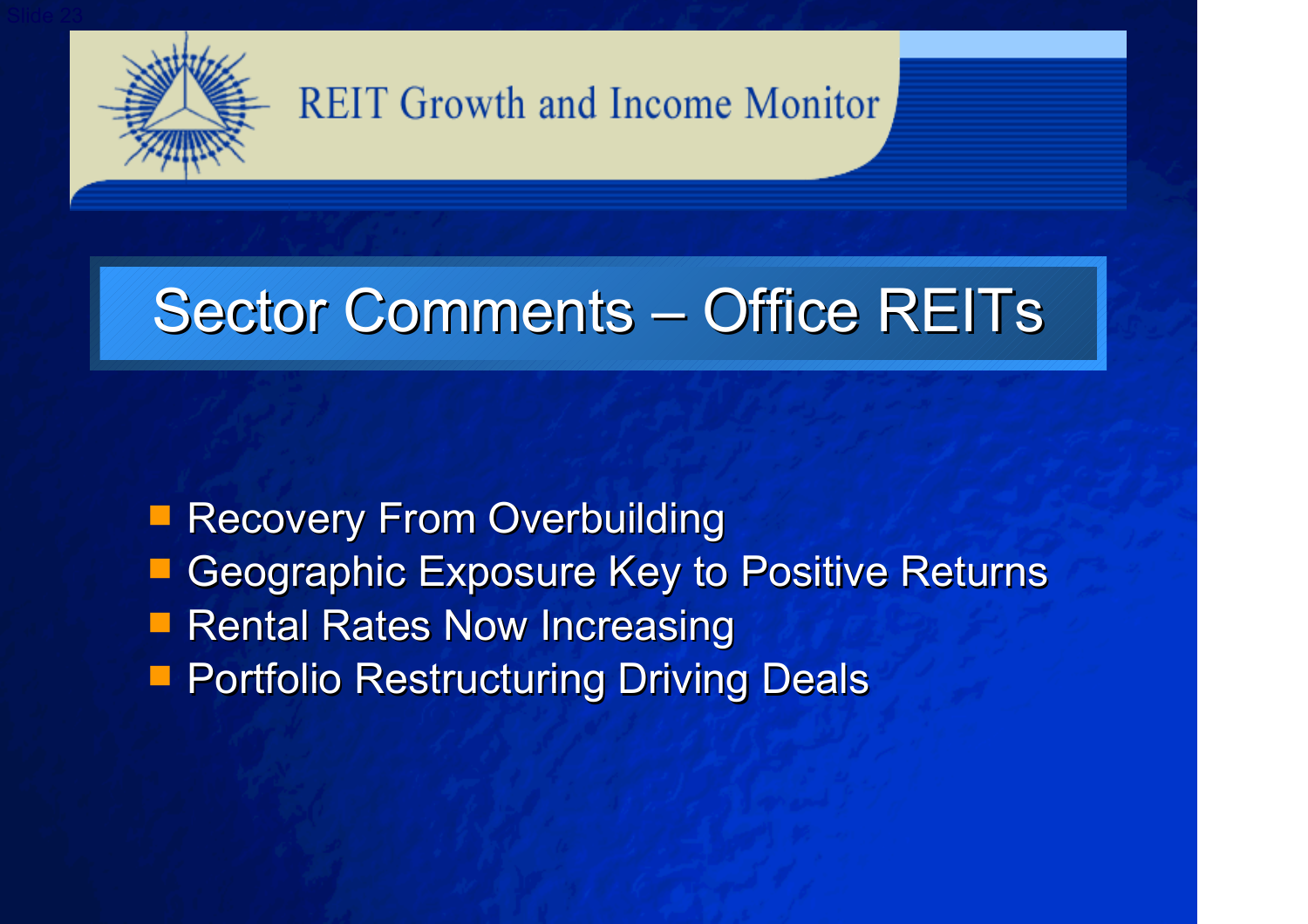REIT Growth and Income Monitor

# Sector Comments – Office REITs

- Recovery From Overbuilding
- Geographic Exposure Key to Positive Returns
- Rental Rates Now Increasing
- Portfolio Restructuring Driving Deals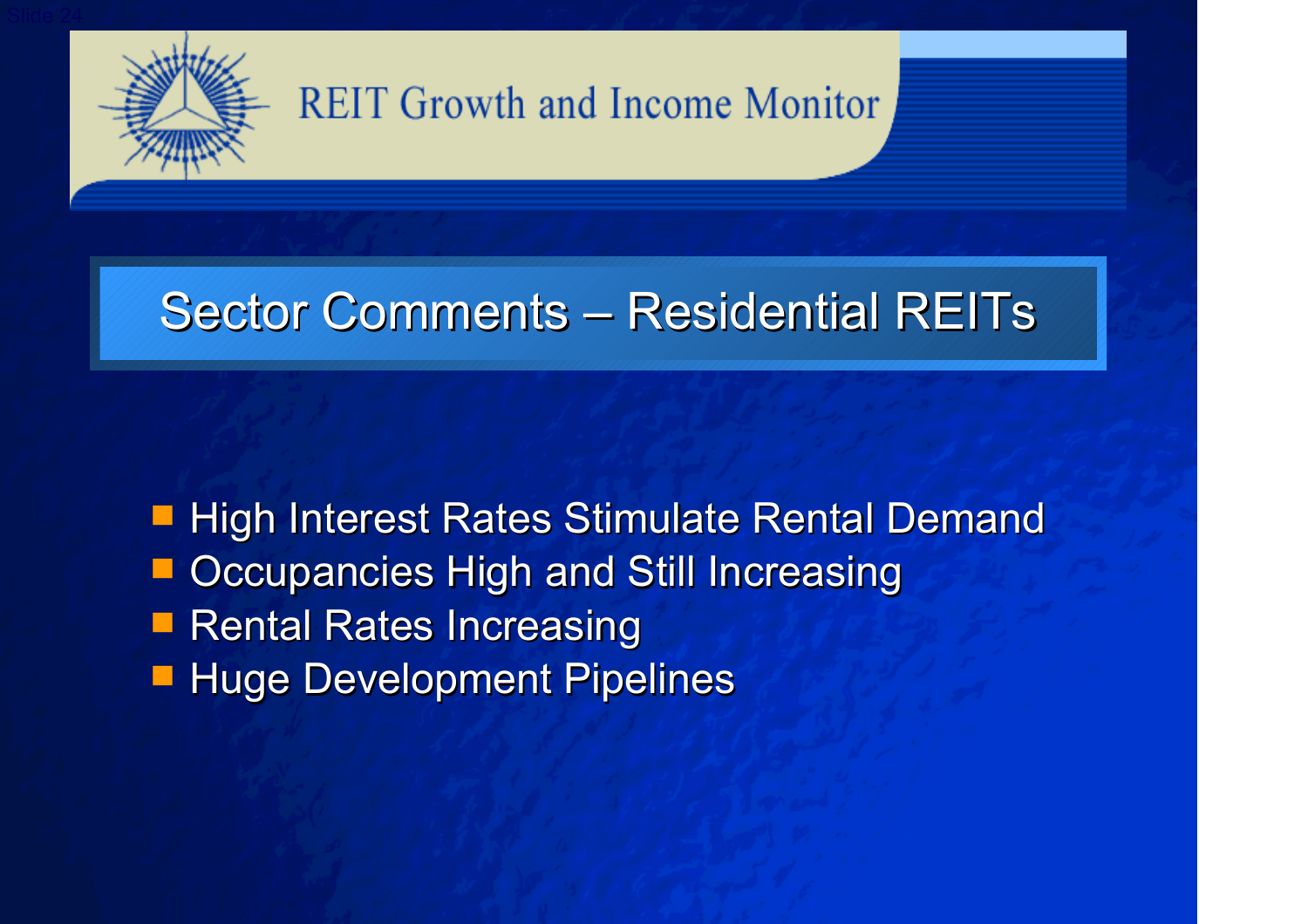REIT Growth and Income Monitor

## Sector Comments – Residential REITs

- High Interest Rates Stimulate Rental Demand
- Occupancies High and Still Increasing
- Rental Rates Increasing
- Huge Development Pipelines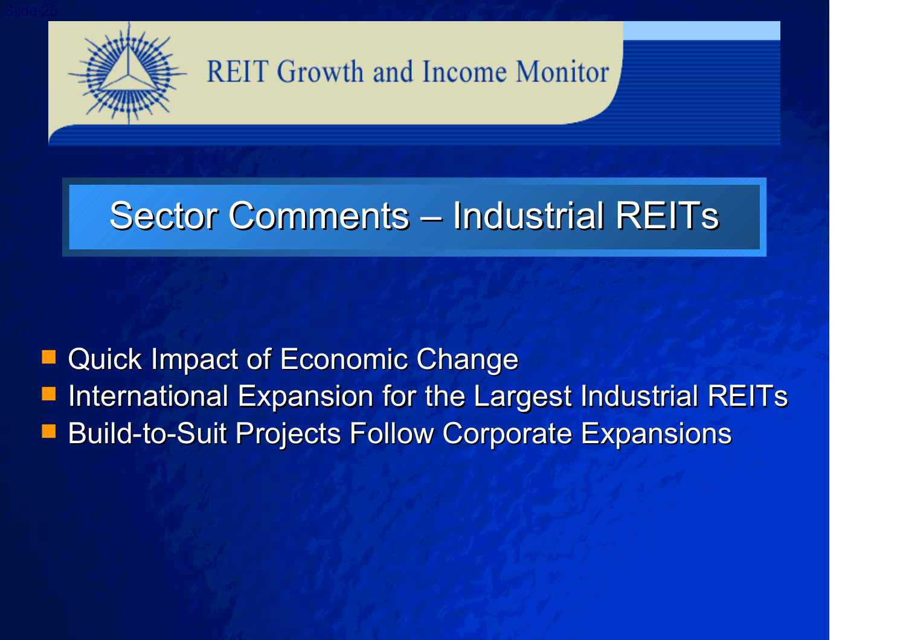REIT Growth and Income Monitor

# Sector Comments – Industrial REITs

- Quick Impact of Economic Change
- International Expansion for the Largest Industrial REITs
- Build-to-Suit Projects Follow Corporate Expansions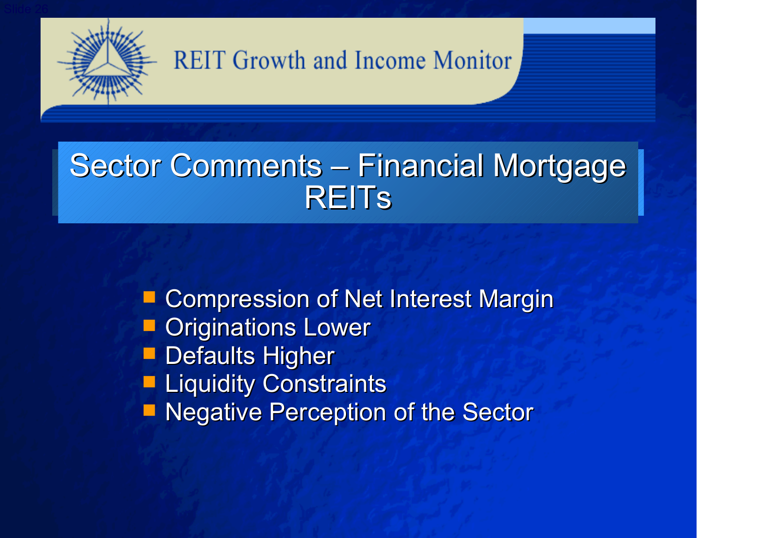REIT Growth and Income Monitor

# Sector Comments – Financial Mortgage REITs

- Compression of Net Interest Margin
- Originations Lower
- Defaults Higher
- Liquidity Constraints
- Negative Perception of the Sector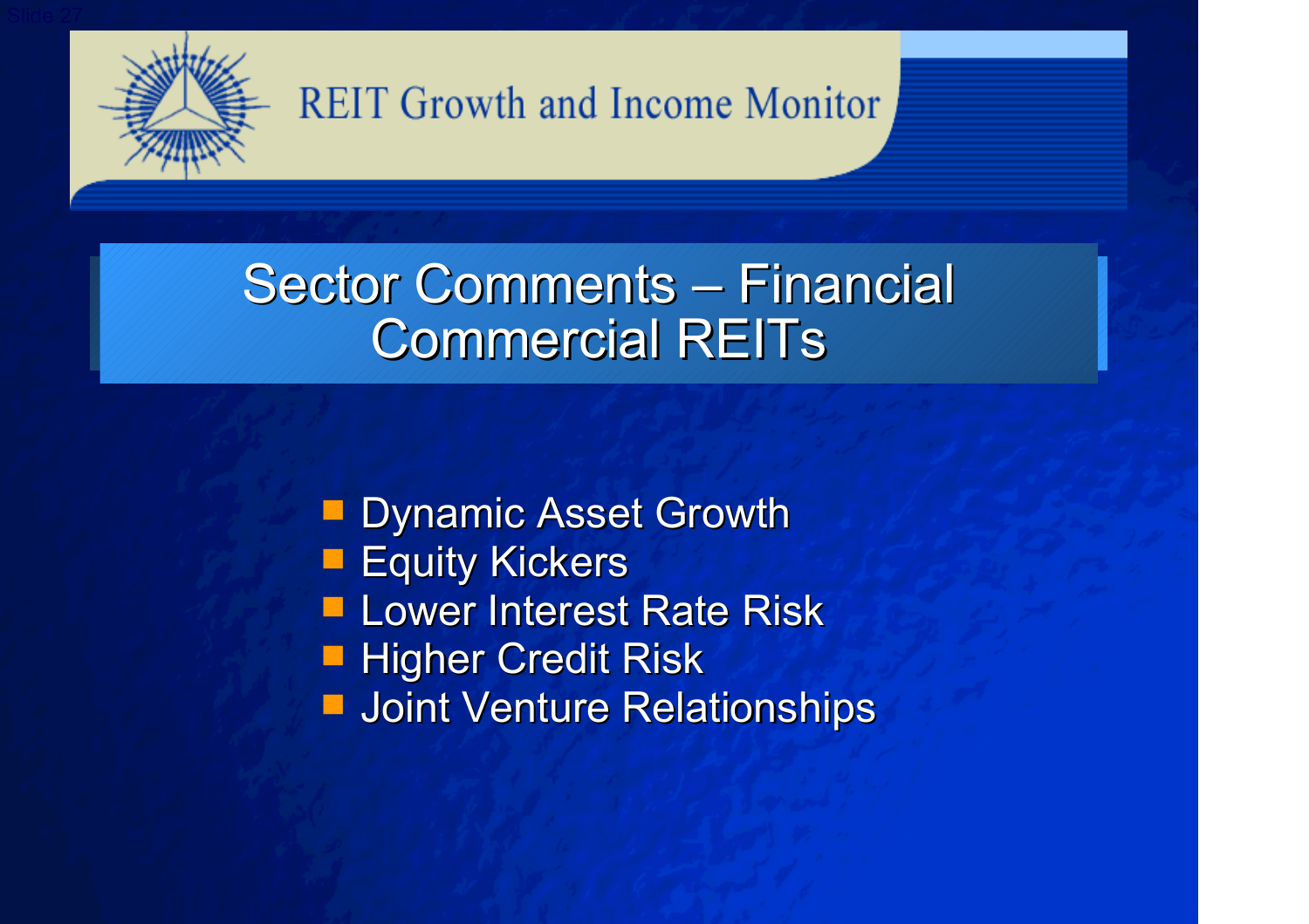# Sector Comments – Financial Commercial REITs

- Dynamic Asset Growth
- Equity Kickers
- Lower Interest Rate Risk
- Higher Credit Risk
- Joint Venture Relationships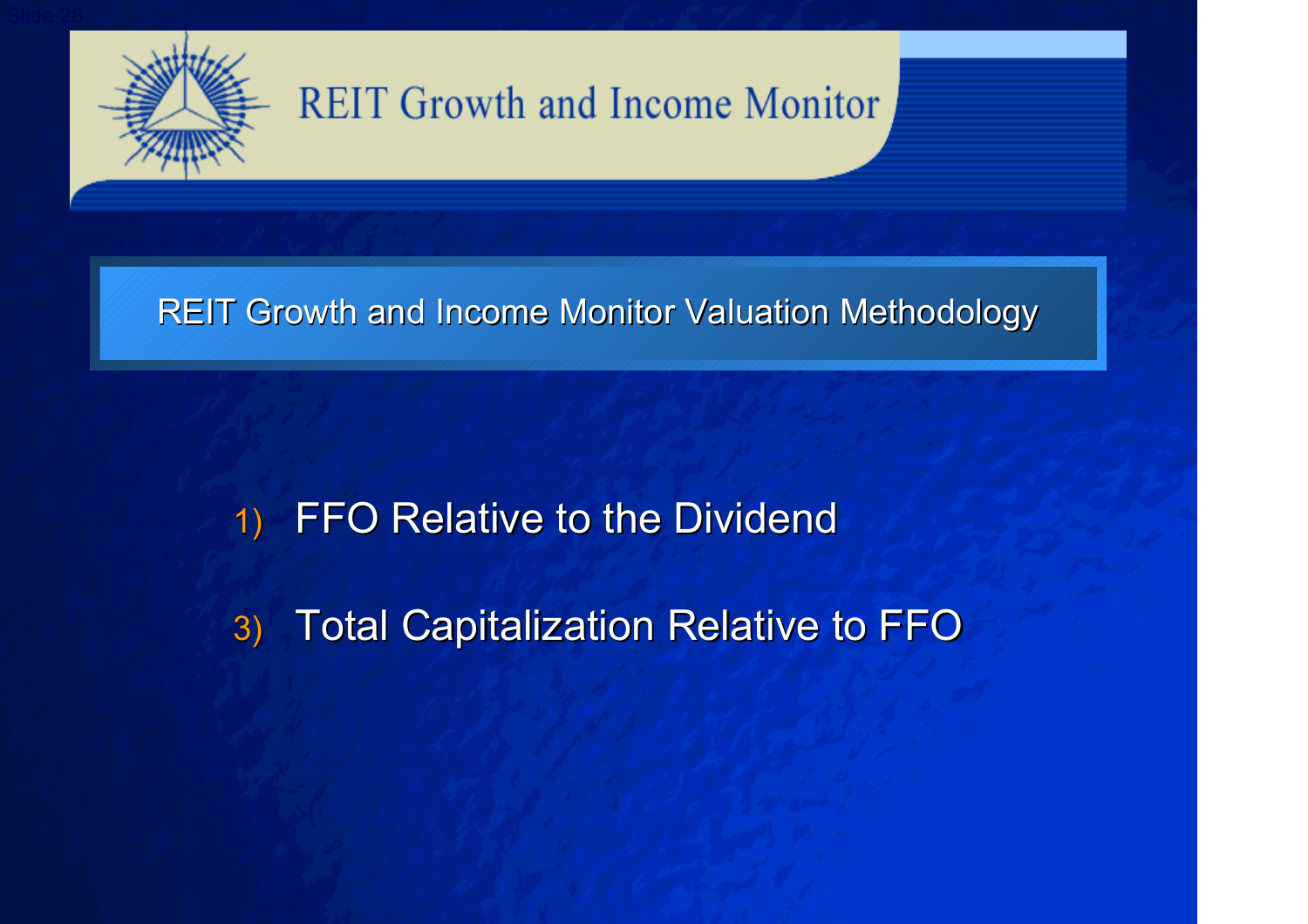# REIT Growth and Income Monitor

## REIT Growth and Income Monitor Valuation Methodology

1) FFO Relative to the Dividend

3) Total Capitalization Relative to FFO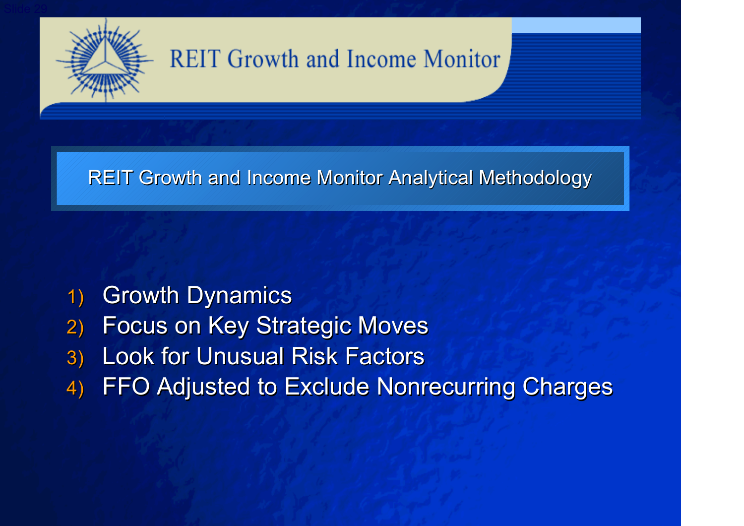# REIT Growth and Income Monitor

## REIT Growth and Income Monitor Analytical Methodology

1) Growth Dynamics
2) Focus on Key Strategic Moves
3) Look for Unusual Risk Factors
4) FFO Adjusted to Exclude Nonrecurring Charges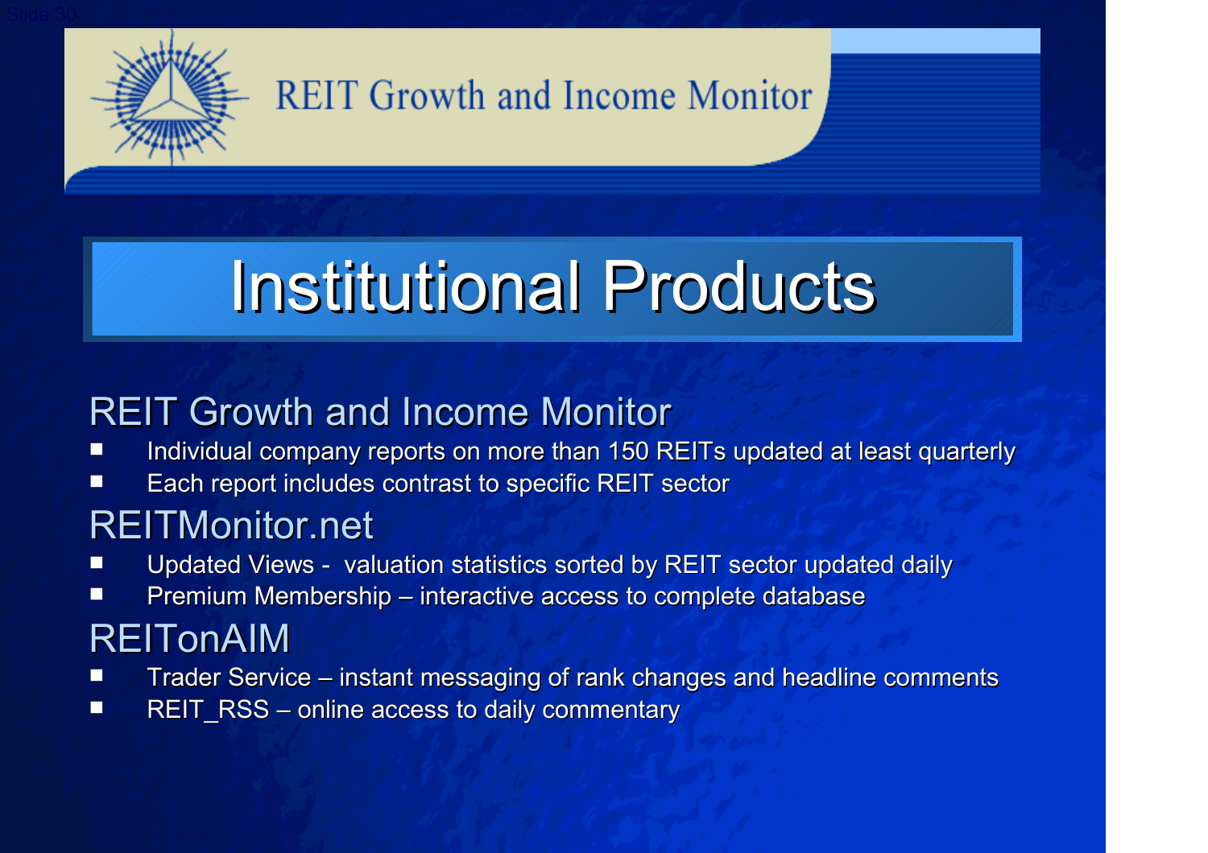REIT Growth and Income Monitor

# Institutional Products

## REIT Growth and Income Monitor

- Individual company reports on more than 150 REITs updated at least quarterly
- Each report includes contrast to specific REIT sector

## REITMonitor.net

- Updated Views - valuation statistics sorted by REIT sector updated daily
- Premium Membership – interactive access to complete database

## REITonAIM

- Trader Service – instant messaging of rank changes and headline comments
- REIT_RSS – online access to daily commentary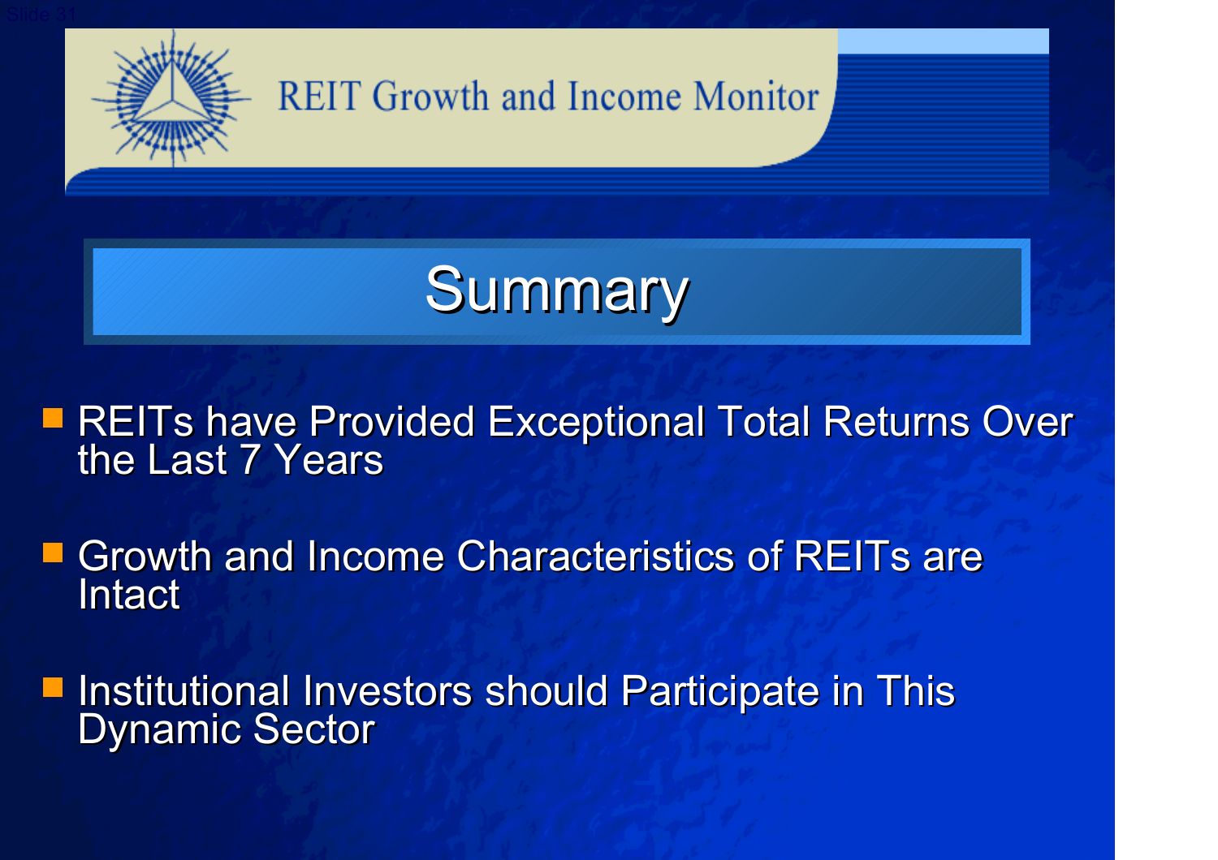REIT Growth and Income Monitor

# Summary

- REITs have Provided Exceptional Total Returns Over the Last 7 Years
- Growth and Income Characteristics of REITs are Intact
- Institutional Investors should Participate in This Dynamic Sector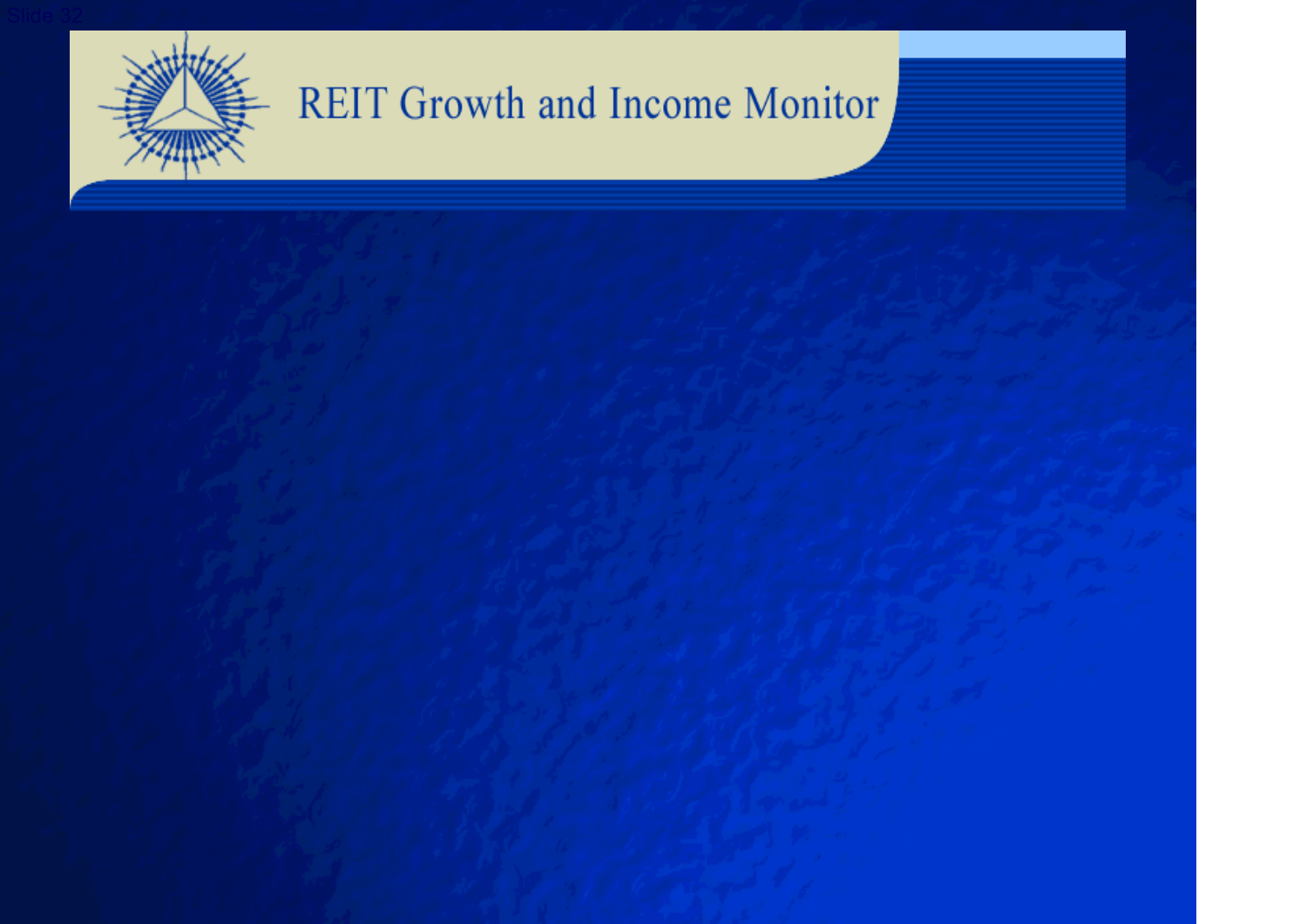# REIT Growth and Income Monitor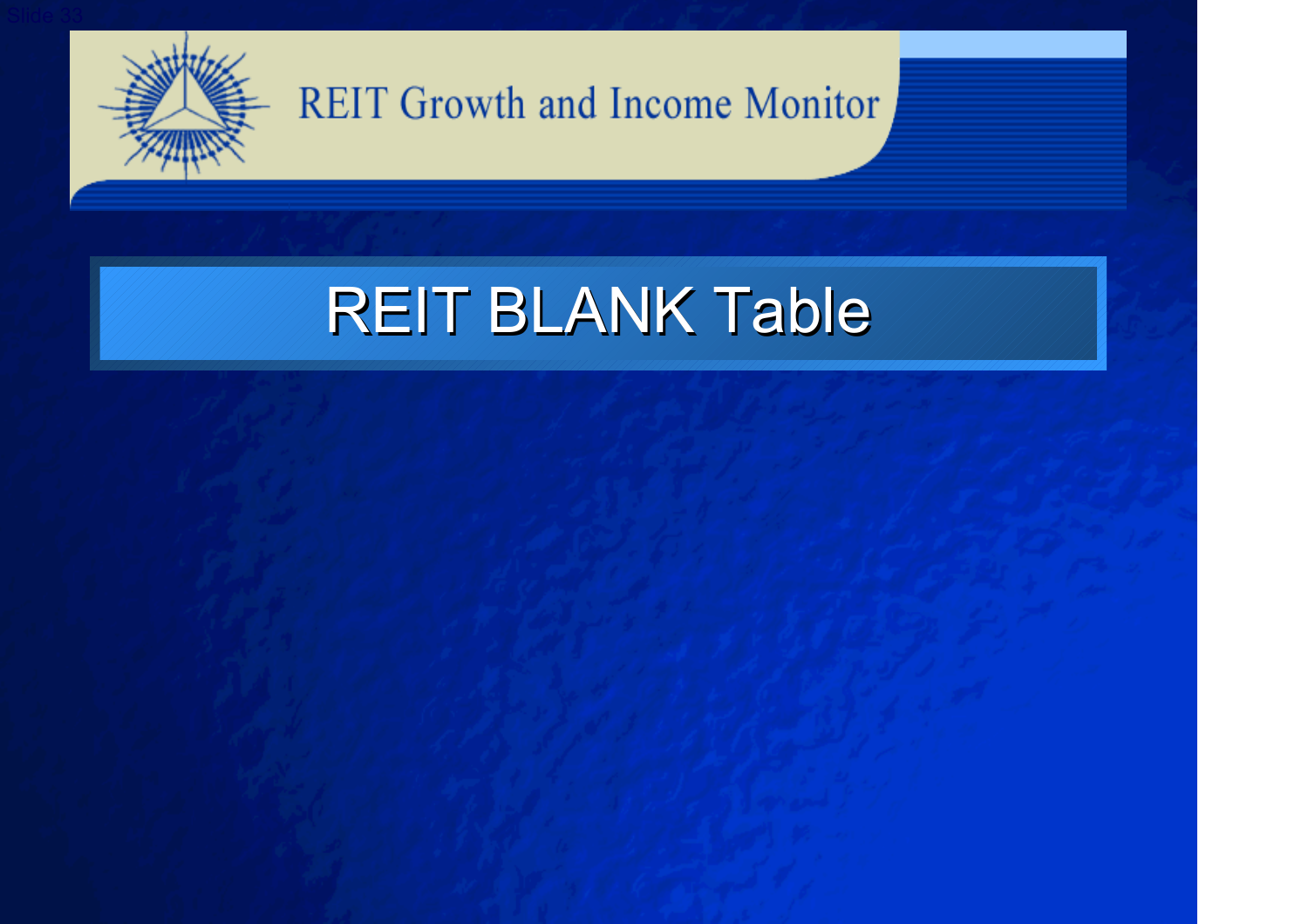REIT Growth and Income Monitor

# REIT BLANK Table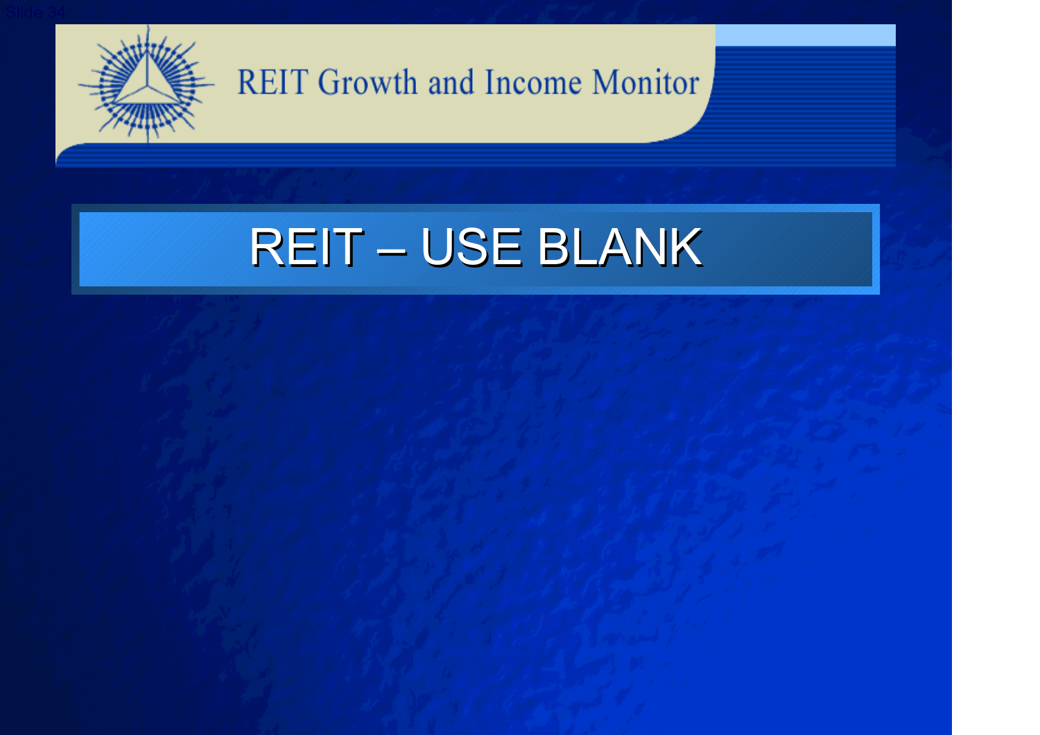REIT Growth and Income Monitor

# REIT – USE BLANK